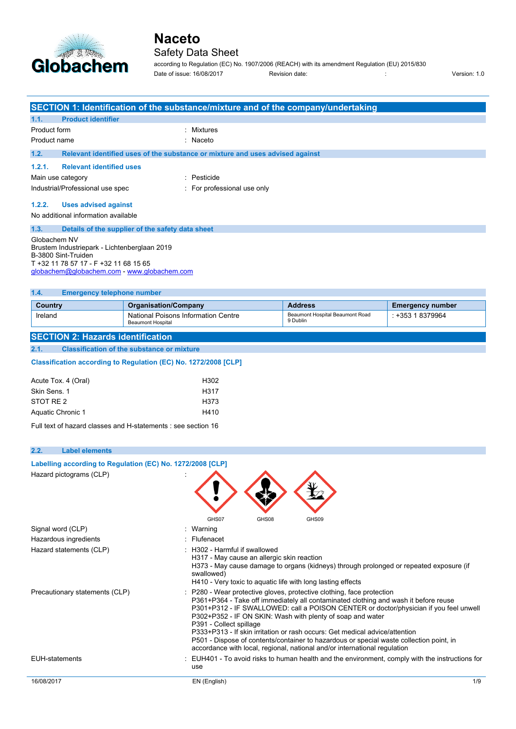# Naceto

## Safety Data Sheet

according to Regulation (EC) No. 1907/2006 (REACH) with its amendment Regulation (EU) 2015/830

Date of issue: 16/08/2017 Revision date: : Version: 1.0

## SECTION 1: Identification of the substance/mixture and of the company/undertaking

### 1.1. Product identifier

Product form : Mixtures

Product name : Naceto

### 1.2. Relevant identified uses of the substance or mixture and uses advised against

#### 1.2.1. Relevant identified uses

Main use category : Pesticide

Industrial/Professional use spec : For professional use only

#### 1.2.2. Uses advised against

No additional information available

### 1.3. Details of the supplier of the safety data sheet

Globachem NV
Brustem Industriepark - Lichtenberglaan 2019
B-3800 Sint-Truiden
T +32 11 78 57 17 - F +32 11 68 15 65
globachem@globachem.com - www.globachem.com

### 1.4. Emergency telephone number

| Country | Organisation/Company | Address | Emergency number |
|---|---|---|---|
| Ireland | National Poisons Information Centre<br>Beaumont Hospital | Beaumont Hospital Beaumont Road<br>9 Dublin | : +353 1 8379964 |

## SECTION 2: Hazards identification

### 2.1. Classification of the substance or mixture

**Classification according to Regulation (EC) No. 1272/2008 [CLP]**

| | |
|---|---|
| Acute Tox. 4 (Oral) | H302 |
| Skin Sens. 1 | H317 |
| STOT RE 2 | H373 |
| Aquatic Chronic 1 | H410 |

Full text of hazard classes and H-statements : see section 16

### 2.2. Label elements

**Labelling according to Regulation (EC) No. 1272/2008 [CLP]**

Hazard pictograms (CLP) :

GHS07 GHS08 GHS09

Signal word (CLP) : Warning

Hazardous ingredients : Flufenacet

Hazard statements (CLP) : H302 - Harmful if swallowed
H317 - May cause an allergic skin reaction
H373 - May cause damage to organs (kidneys) through prolonged or repeated exposure (if swallowed)
H410 - Very toxic to aquatic life with long lasting effects

Precautionary statements (CLP) : P280 - Wear protective gloves, protective clothing, face protection
P361+P364 - Take off immediately all contaminated clothing and wash it before reuse
P301+P312 - IF SWALLOWED: call a POISON CENTER or doctor/physician if you feel unwell
P302+P352 - IF ON SKIN: Wash with plenty of soap and water
P391 - Collect spillage
P333+P313 - If skin irritation or rash occurs: Get medical advice/attention
P501 - Dispose of contents/container to hazardous or special waste collection point, in accordance with local, regional, national and/or international regulation

EUH-statements : EUH401 - To avoid risks to human health and the environment, comply with the instructions for use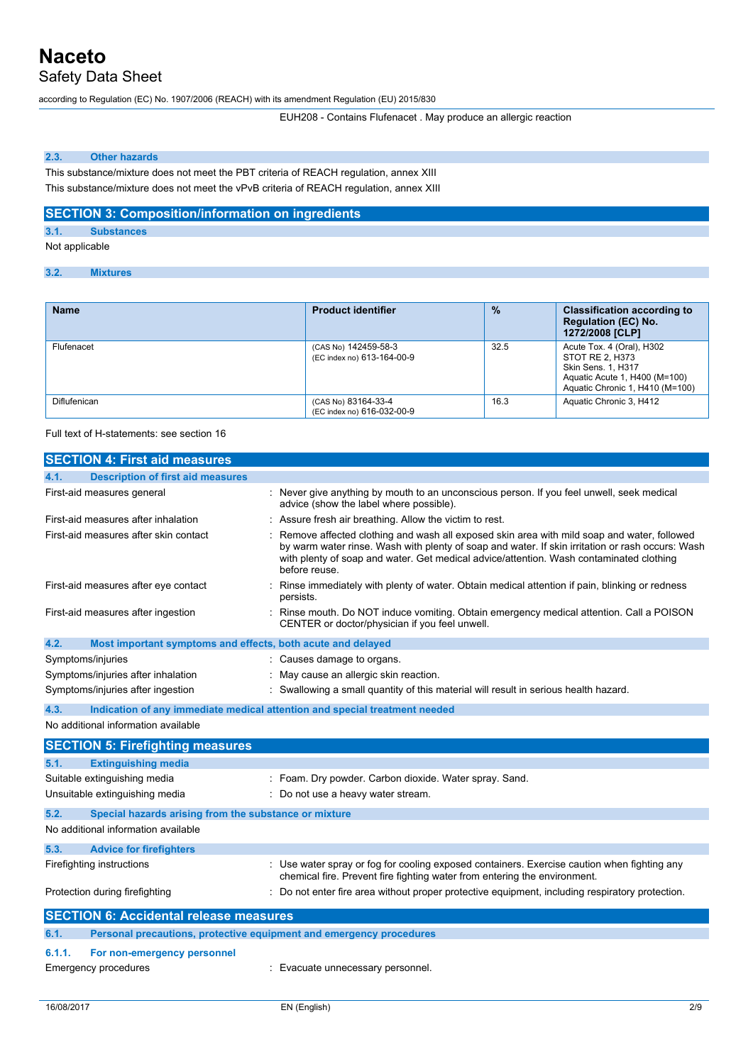EUH208 - Contains Flufenacet . May produce an allergic reaction

### 2.3. Other hazards

This substance/mixture does not meet the PBT criteria of REACH regulation, annex XIII

This substance/mixture does not meet the vPvB criteria of REACH regulation, annex XIII

## SECTION 3: Composition/information on ingredients

### 3.1. Substances

Not applicable

### 3.2. Mixtures

| Name | Product identifier | % | Classification according to Regulation (EC) No. 1272/2008 [CLP] |
|---|---|---|---|
| Flufenacet | (CAS No) 142459-58-3<br>(EC index no) 613-164-00-9 | 32.5 | Acute Tox. 4 (Oral), H302<br>STOT RE 2, H373<br>Skin Sens. 1, H317<br>Aquatic Acute 1, H400 (M=100)<br>Aquatic Chronic 1, H410 (M=100) |
| Diflufenican | (CAS No) 83164-33-4<br>(EC index no) 616-032-00-9 | 16.3 | Aquatic Chronic 3, H412 |

Full text of H-statements: see section 16

## SECTION 4: First aid measures

### 4.1. Description of first aid measures

First-aid measures general : Never give anything by mouth to an unconscious person. If you feel unwell, seek medical advice (show the label where possible).

First-aid measures after inhalation : Assure fresh air breathing. Allow the victim to rest.

First-aid measures after skin contact : Remove affected clothing and wash all exposed skin area with mild soap and water, followed by warm water rinse. Wash with plenty of soap and water. If skin irritation or rash occurs: Wash with plenty of soap and water. Get medical advice/attention. Wash contaminated clothing before reuse.

First-aid measures after eye contact : Rinse immediately with plenty of water. Obtain medical attention if pain, blinking or redness persists.

First-aid measures after ingestion : Rinse mouth. Do NOT induce vomiting. Obtain emergency medical attention. Call a POISON CENTER or doctor/physician if you feel unwell.

### 4.2. Most important symptoms and effects, both acute and delayed

Symptoms/injuries : Causes damage to organs.

Symptoms/injuries after inhalation : May cause an allergic skin reaction.

Symptoms/injuries after ingestion : Swallowing a small quantity of this material will result in serious health hazard.

### 4.3. Indication of any immediate medical attention and special treatment needed

No additional information available

## SECTION 5: Firefighting measures

### 5.1. Extinguishing media

Suitable extinguishing media : Foam. Dry powder. Carbon dioxide. Water spray. Sand.

Unsuitable extinguishing media : Do not use a heavy water stream.

### 5.2. Special hazards arising from the substance or mixture

No additional information available

### 5.3. Advice for firefighters

Firefighting instructions : Use water spray or fog for cooling exposed containers. Exercise caution when fighting any chemical fire. Prevent fire fighting water from entering the environment.

Protection during firefighting : Do not enter fire area without proper protective equipment, including respiratory protection.

## SECTION 6: Accidental release measures

### 6.1. Personal precautions, protective equipment and emergency procedures

#### 6.1.1. For non-emergency personnel

Emergency procedures : Evacuate unnecessary personnel.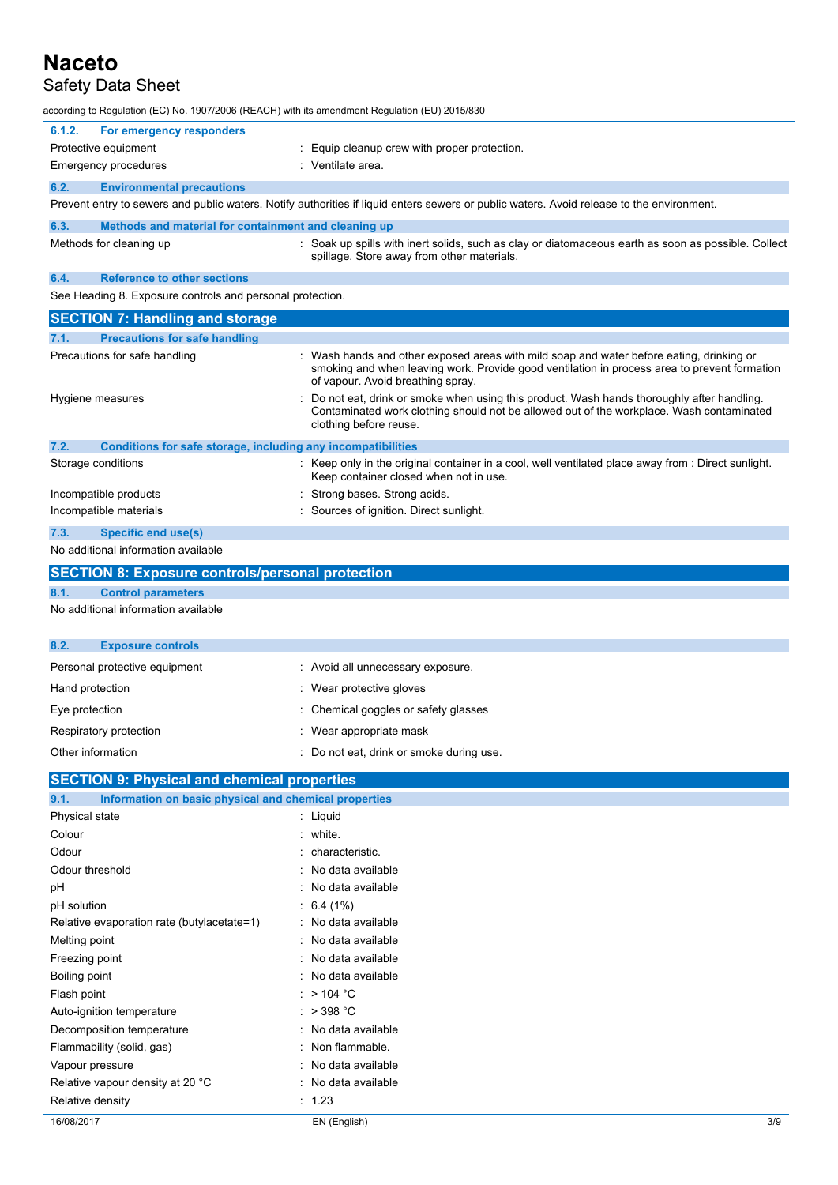#### 6.1.2. For emergency responders

| | |
|---|---|
| Protective equipment | : Equip cleanup crew with proper protection. |
| Emergency procedures | : Ventilate area. |

### 6.2. Environmental precautions

Prevent entry to sewers and public waters. Notify authorities if liquid enters sewers or public waters. Avoid release to the environment.

### 6.3. Methods and material for containment and cleaning up

| | |
|---|---|
| Methods for cleaning up | : Soak up spills with inert solids, such as clay or diatomaceous earth as soon as possible. Collect spillage. Store away from other materials. |

### 6.4. Reference to other sections

See Heading 8. Exposure controls and personal protection.

## SECTION 7: Handling and storage

### 7.1. Precautions for safe handling

| | |
|---|---|
| Precautions for safe handling | : Wash hands and other exposed areas with mild soap and water before eating, drinking or smoking and when leaving work. Provide good ventilation in process area to prevent formation of vapour. Avoid breathing spray. |
| Hygiene measures | : Do not eat, drink or smoke when using this product. Wash hands thoroughly after handling. Contaminated work clothing should not be allowed out of the workplace. Wash contaminated clothing before reuse. |

### 7.2. Conditions for safe storage, including any incompatibilities

| | |
|---|---|
| Storage conditions | : Keep only in the original container in a cool, well ventilated place away from : Direct sunlight. Keep container closed when not in use. |
| Incompatible products | : Strong bases. Strong acids. |
| Incompatible materials | : Sources of ignition. Direct sunlight. |

### 7.3. Specific end use(s)

No additional information available

## SECTION 8: Exposure controls/personal protection

### 8.1. Control parameters

No additional information available

### 8.2. Exposure controls

| | |
|---|---|
| Personal protective equipment | : Avoid all unnecessary exposure. |
| Hand protection | : Wear protective gloves |
| Eye protection | : Chemical goggles or safety glasses |
| Respiratory protection | : Wear appropriate mask |
| Other information | : Do not eat, drink or smoke during use. |

## SECTION 9: Physical and chemical properties

### 9.1. Information on basic physical and chemical properties

| | |
|---|---|
| Physical state | : Liquid |
| Colour | : white. |
| Odour | : characteristic. |
| Odour threshold | : No data available |
| pH | : No data available |
| pH solution | : 6.4 (1%) |
| Relative evaporation rate (butylacetate=1) | : No data available |
| Melting point | : No data available |
| Freezing point | : No data available |
| Boiling point | : No data available |
| Flash point | : > 104 °C |
| Auto-ignition temperature | : > 398 °C |
| Decomposition temperature | : No data available |
| Flammability (solid, gas) | : Non flammable. |
| Vapour pressure | : No data available |
| Relative vapour density at 20 °C | : No data available |
| Relative density | : 1.23 |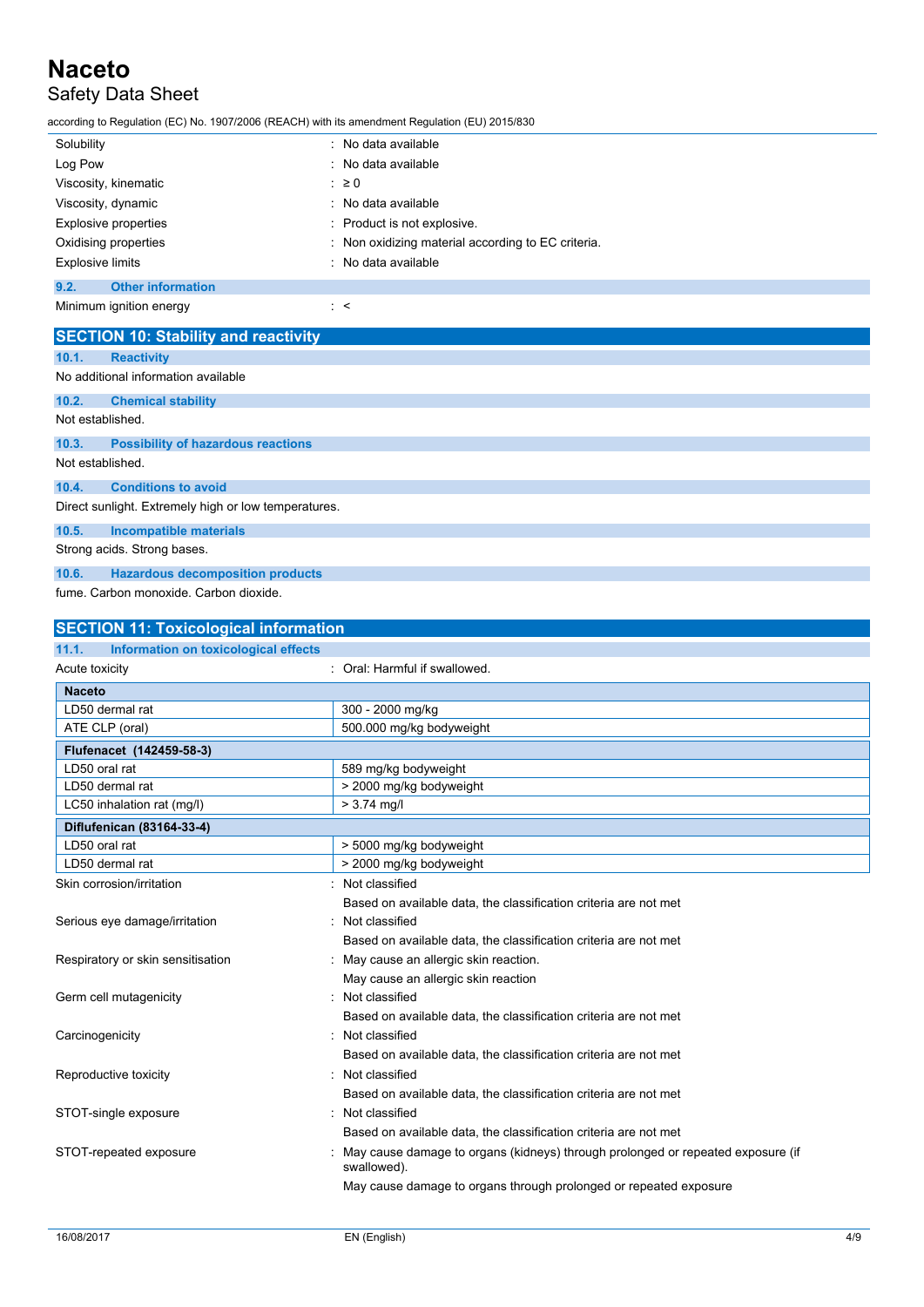| | |
|---|---|
| Solubility | : No data available |
| Log Pow | : No data available |
| Viscosity, kinematic | : ≥ 0 |
| Viscosity, dynamic | : No data available |
| Explosive properties | : Product is not explosive. |
| Oxidising properties | : Non oxidizing material according to EC criteria. |
| Explosive limits | : No data available |

### 9.2. Other information

| | |
|---|---|
| Minimum ignition energy | : < |

## SECTION 10: Stability and reactivity

### 10.1. Reactivity

No additional information available

### 10.2. Chemical stability

Not established.

### 10.3. Possibility of hazardous reactions

Not established.

### 10.4. Conditions to avoid

Direct sunlight. Extremely high or low temperatures.

### 10.5. Incompatible materials

Strong acids. Strong bases.

### 10.6. Hazardous decomposition products

fume. Carbon monoxide. Carbon dioxide.

## SECTION 11: Toxicological information

### 11.1. Information on toxicological effects

Acute toxicity : Oral: Harmful if swallowed.

| **Naceto** | |
|---|---|
| LD50 dermal rat | 300 - 2000 mg/kg |
| ATE CLP (oral) | 500.000 mg/kg bodyweight |
| **Flufenacet (142459-58-3)** | |
| LD50 oral rat | 589 mg/kg bodyweight |
| LD50 dermal rat | > 2000 mg/kg bodyweight |
| LC50 inhalation rat (mg/l) | > 3.74 mg/l |
| **Diflufenican (83164-33-4)** | |
| LD50 oral rat | > 5000 mg/kg bodyweight |
| LD50 dermal rat | > 2000 mg/kg bodyweight |

| | |
|---|---|
| Skin corrosion/irritation | : Not classified<br>Based on available data, the classification criteria are not met |
| Serious eye damage/irritation | : Not classified<br>Based on available data, the classification criteria are not met |
| Respiratory or skin sensitisation | : May cause an allergic skin reaction.<br>May cause an allergic skin reaction |
| Germ cell mutagenicity | : Not classified<br>Based on available data, the classification criteria are not met |
| Carcinogenicity | : Not classified<br>Based on available data, the classification criteria are not met |
| Reproductive toxicity | : Not classified<br>Based on available data, the classification criteria are not met |
| STOT-single exposure | : Not classified<br>Based on available data, the classification criteria are not met |
| STOT-repeated exposure | : May cause damage to organs (kidneys) through prolonged or repeated exposure (if swallowed).<br>May cause damage to organs through prolonged or repeated exposure |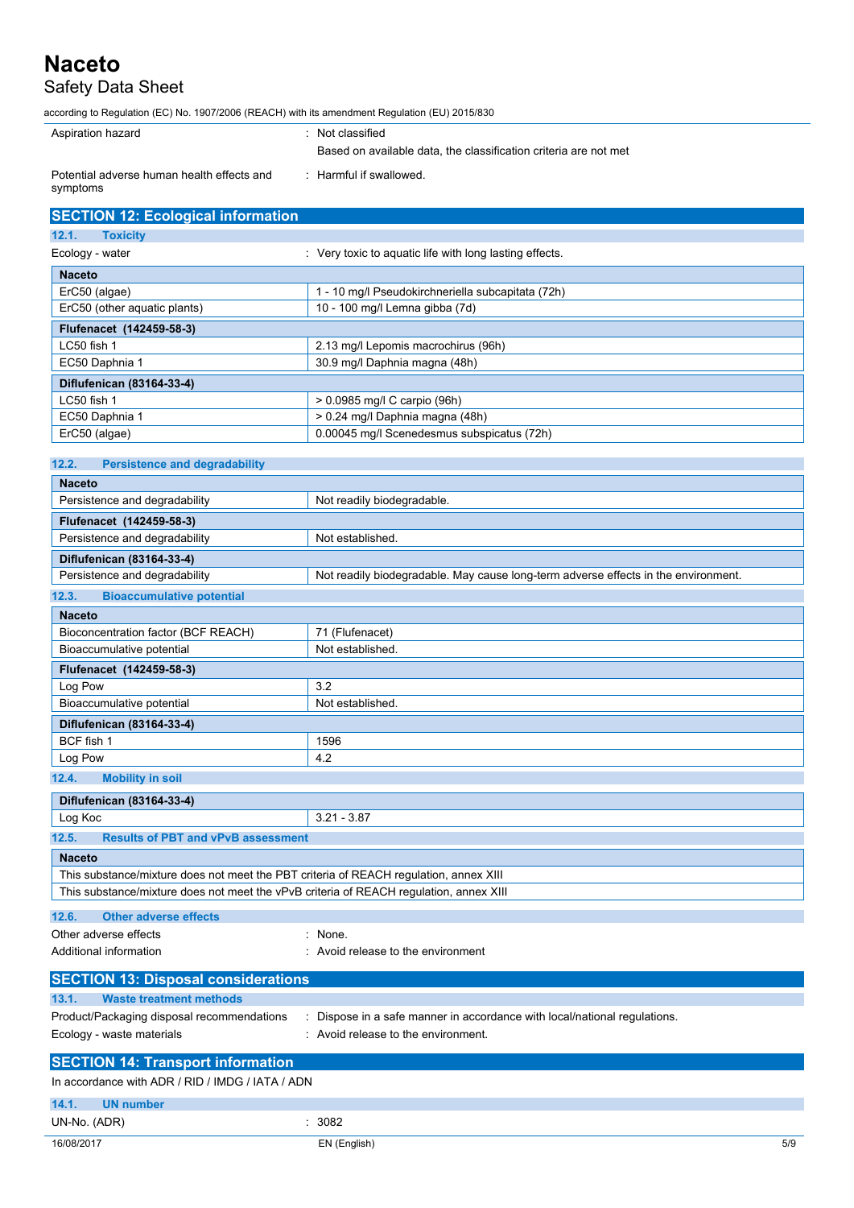| | |
|---|---|
| Aspiration hazard | : Not classified<br>Based on available data, the classification criteria are not met |
| Potential adverse human health effects and symptoms | : Harmful if swallowed. |

## SECTION 12: Ecological information

### 12.1. Toxicity

Ecology - water : Very toxic to aquatic life with long lasting effects.

| **Naceto** | |
|---|---|
| ErC50 (algae) | 1 - 10 mg/l Pseudokirchneriella subcapitata (72h) |
| ErC50 (other aquatic plants) | 10 - 100 mg/l Lemna gibba (7d) |
| **Flufenacet (142459-58-3)** | |
| LC50 fish 1 | 2.13 mg/l Lepomis macrochirus (96h) |
| EC50 Daphnia 1 | 30.9 mg/l Daphnia magna (48h) |
| **Diflufenican (83164-33-4)** | |
| LC50 fish 1 | > 0.0985 mg/l C carpio (96h) |
| EC50 Daphnia 1 | > 0.24 mg/l Daphnia magna (48h) |
| ErC50 (algae) | 0.00045 mg/l Scenedesmus subspicatus (72h) |

### 12.2. Persistence and degradability

| **Naceto** | |
|---|---|
| Persistence and degradability | Not readily biodegradable. |
| **Flufenacet (142459-58-3)** | |
| Persistence and degradability | Not established. |
| **Diflufenican (83164-33-4)** | |
| Persistence and degradability | Not readily biodegradable. May cause long-term adverse effects in the environment. |

### 12.3. Bioaccumulative potential

| **Naceto** | |
|---|---|
| Bioconcentration factor (BCF REACH) | 71 (Flufenacet) |
| Bioaccumulative potential | Not established. |
| **Flufenacet (142459-58-3)** | |
| Log Pow | 3.2 |
| Bioaccumulative potential | Not established. |
| **Diflufenican (83164-33-4)** | |
| BCF fish 1 | 1596 |
| Log Pow | 4.2 |

### 12.4. Mobility in soil

| **Diflufenican (83164-33-4)** | |
|---|---|
| Log Koc | 3.21 - 3.87 |

### 12.5. Results of PBT and vPvB assessment

| **Naceto** |
|---|
| This substance/mixture does not meet the PBT criteria of REACH regulation, annex XIII |
| This substance/mixture does not meet the vPvB criteria of REACH regulation, annex XIII |

### 12.6. Other adverse effects

| | |
|---|---|
| Other adverse effects | : None. |
| Additional information | : Avoid release to the environment |

## SECTION 13: Disposal considerations

### 13.1. Waste treatment methods

| | |
|---|---|
| Product/Packaging disposal recommendations | : Dispose in a safe manner in accordance with local/national regulations. |
| Ecology - waste materials | : Avoid release to the environment. |

## SECTION 14: Transport information

In accordance with ADR / RID / IMDG / IATA / ADN

### 14.1. UN number

UN-No. (ADR) : 3082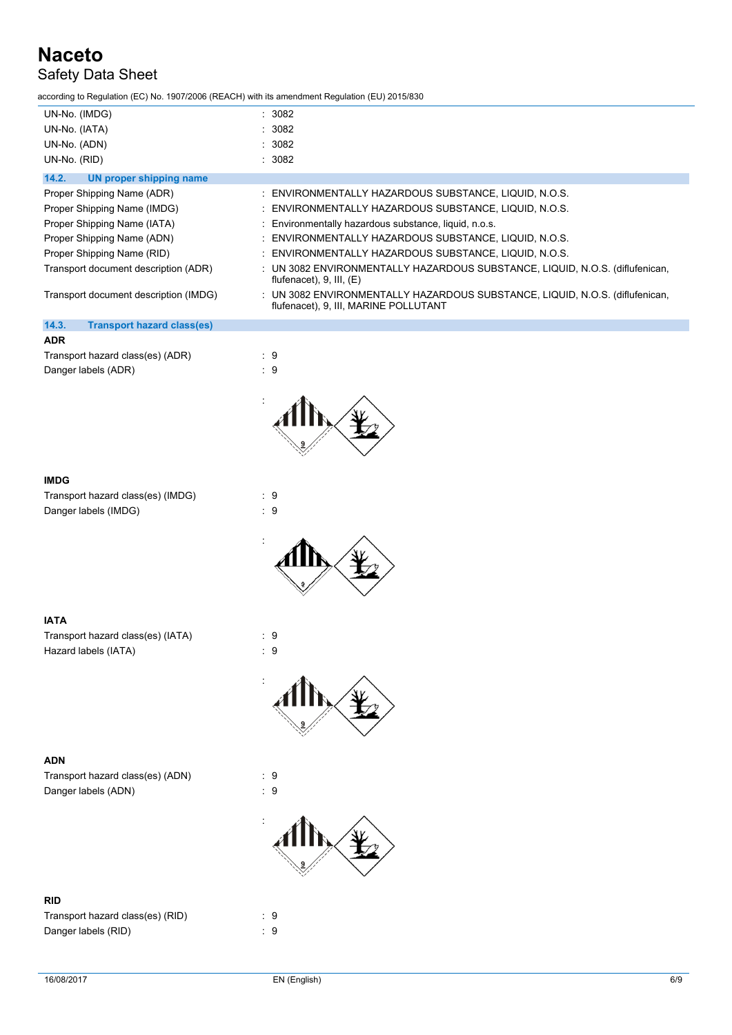| | |
|---|---|
| UN-No. (IMDG) | : 3082 |
| UN-No. (IATA) | : 3082 |
| UN-No. (ADN) | : 3082 |
| UN-No. (RID) | : 3082 |

### 14.2. UN proper shipping name

| | |
|---|---|
| Proper Shipping Name (ADR) | : ENVIRONMENTALLY HAZARDOUS SUBSTANCE, LIQUID, N.O.S. |
| Proper Shipping Name (IMDG) | : ENVIRONMENTALLY HAZARDOUS SUBSTANCE, LIQUID, N.O.S. |
| Proper Shipping Name (IATA) | : Environmentally hazardous substance, liquid, n.o.s. |
| Proper Shipping Name (ADN) | : ENVIRONMENTALLY HAZARDOUS SUBSTANCE, LIQUID, N.O.S. |
| Proper Shipping Name (RID) | : ENVIRONMENTALLY HAZARDOUS SUBSTANCE, LIQUID, N.O.S. |
| Transport document description (ADR) | : UN 3082 ENVIRONMENTALLY HAZARDOUS SUBSTANCE, LIQUID, N.O.S. (diflufenican, flufenacet), 9, III, (E) |
| Transport document description (IMDG) | : UN 3082 ENVIRONMENTALLY HAZARDOUS SUBSTANCE, LIQUID, N.O.S. (diflufenican, flufenacet), 9, III, MARINE POLLUTANT |

### 14.3. Transport hazard class(es)

**ADR**

| | |
|---|---|
| Transport hazard class(es) (ADR) | : 9 |
| Danger labels (ADR) | : 9 |

:

**IMDG**

| | |
|---|---|
| Transport hazard class(es) (IMDG) | : 9 |
| Danger labels (IMDG) | : 9 |

:

**IATA**

| | |
|---|---|
| Transport hazard class(es) (IATA) | : 9 |
| Hazard labels (IATA) | : 9 |

:

**ADN**

| | |
|---|---|
| Transport hazard class(es) (ADN) | : 9 |
| Danger labels (ADN) | : 9 |

:

**RID**

| | |
|---|---|
| Transport hazard class(es) (RID) | : 9 |
| Danger labels (RID) | : 9 |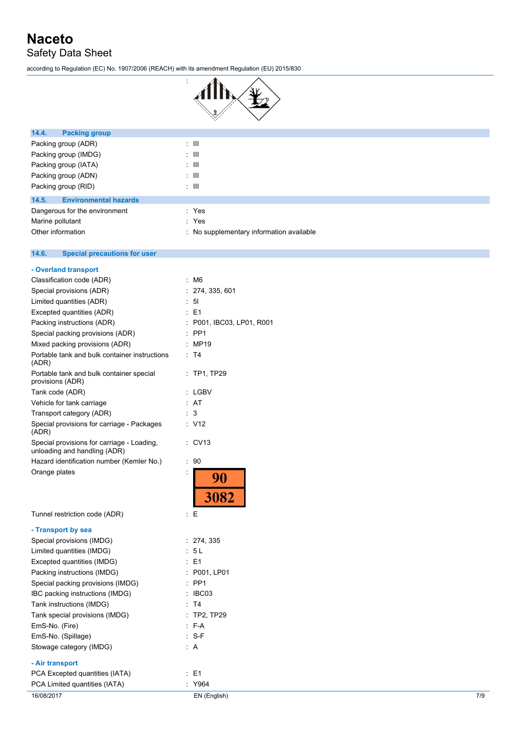:

### 14.4. Packing group

| | |
|---|---|
| Packing group (ADR) | : III |
| Packing group (IMDG) | : III |
| Packing group (IATA) | : III |
| Packing group (ADN) | : III |
| Packing group (RID) | : III |

### 14.5. Environmental hazards

| | |
|---|---|
| Dangerous for the environment | : Yes |
| Marine pollutant | : Yes |
| Other information | : No supplementary information available |

### 14.6. Special precautions for user

**- Overland transport**

| | |
|---|---|
| Classification code (ADR) | : M6 |
| Special provisions (ADR) | : 274, 335, 601 |
| Limited quantities (ADR) | : 5l |
| Excepted quantities (ADR) | : E1 |
| Packing instructions (ADR) | : P001, IBC03, LP01, R001 |
| Special packing provisions (ADR) | : PP1 |
| Mixed packing provisions (ADR) | : MP19 |
| Portable tank and bulk container instructions (ADR) | : T4 |
| Portable tank and bulk container special provisions (ADR) | : TP1, TP29 |
| Tank code (ADR) | : LGBV |
| Vehicle for tank carriage | : AT |
| Transport category (ADR) | : 3 |
| Special provisions for carriage - Packages (ADR) | : V12 |
| Special provisions for carriage - Loading, unloading and handling (ADR) | : CV13 |
| Hazard identification number (Kemler No.) | : 90 |
| Orange plates | : 90 / 3082 |
| Tunnel restriction code (ADR) | : E |

**- Transport by sea**

| | |
|---|---|
| Special provisions (IMDG) | : 274, 335 |
| Limited quantities (IMDG) | : 5 L |
| Excepted quantities (IMDG) | : E1 |
| Packing instructions (IMDG) | : P001, LP01 |
| Special packing provisions (IMDG) | : PP1 |
| IBC packing instructions (IMDG) | : IBC03 |
| Tank instructions (IMDG) | : T4 |
| Tank special provisions (IMDG) | : TP2, TP29 |
| EmS-No. (Fire) | : F-A |
| EmS-No. (Spillage) | : S-F |
| Stowage category (IMDG) | : A |

**- Air transport**

| | |
|---|---|
| PCA Excepted quantities (IATA) | : E1 |
| PCA Limited quantities (IATA) | : Y964 |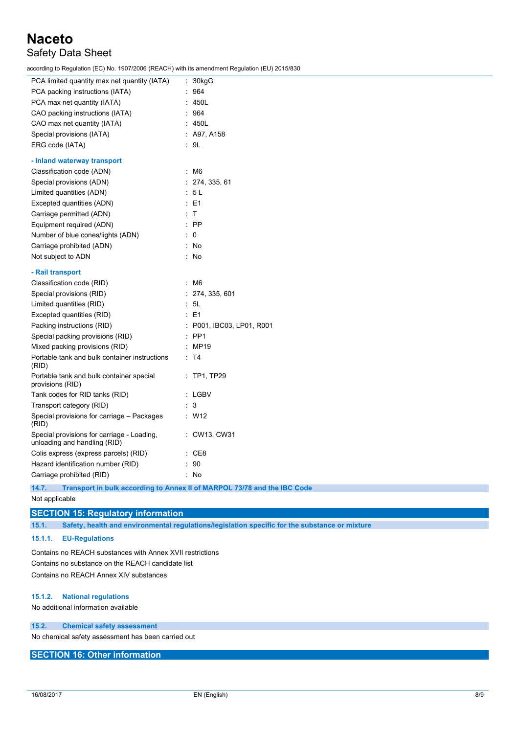| | |
|---|---|
| PCA limited quantity max net quantity (IATA) | : 30kgG |
| PCA packing instructions (IATA) | : 964 |
| PCA max net quantity (IATA) | : 450L |
| CAO packing instructions (IATA) | : 964 |
| CAO max net quantity (IATA) | : 450L |
| Special provisions (IATA) | : A97, A158 |
| ERG code (IATA) | : 9L |

**- Inland waterway transport**

| | |
|---|---|
| Classification code (ADN) | : M6 |
| Special provisions (ADN) | : 274, 335, 61 |
| Limited quantities (ADN) | : 5 L |
| Excepted quantities (ADN) | : E1 |
| Carriage permitted (ADN) | : T |
| Equipment required (ADN) | : PP |
| Number of blue cones/lights (ADN) | : 0 |
| Carriage prohibited (ADN) | : No |
| Not subject to ADN | : No |

**- Rail transport**

| | |
|---|---|
| Classification code (RID) | : M6 |
| Special provisions (RID) | : 274, 335, 601 |
| Limited quantities (RID) | : 5L |
| Excepted quantities (RID) | : E1 |
| Packing instructions (RID) | : P001, IBC03, LP01, R001 |
| Special packing provisions (RID) | : PP1 |
| Mixed packing provisions (RID) | : MP19 |
| Portable tank and bulk container instructions (RID) | : T4 |
| Portable tank and bulk container special provisions (RID) | : TP1, TP29 |
| Tank codes for RID tanks (RID) | : LGBV |
| Transport category (RID) | : 3 |
| Special provisions for carriage – Packages (RID) | : W12 |
| Special provisions for carriage - Loading, unloading and handling (RID) | : CW13, CW31 |
| Colis express (express parcels) (RID) | : CE8 |
| Hazard identification number (RID) | : 90 |
| Carriage prohibited (RID) | : No |

### 14.7. Transport in bulk according to Annex II of MARPOL 73/78 and the IBC Code

Not applicable

## SECTION 15: Regulatory information

### 15.1. Safety, health and environmental regulations/legislation specific for the substance or mixture

#### 15.1.1. EU-Regulations

Contains no REACH substances with Annex XVII restrictions

Contains no substance on the REACH candidate list

Contains no REACH Annex XIV substances

#### 15.1.2. National regulations

No additional information available

### 15.2. Chemical safety assessment

No chemical safety assessment has been carried out

## SECTION 16: Other information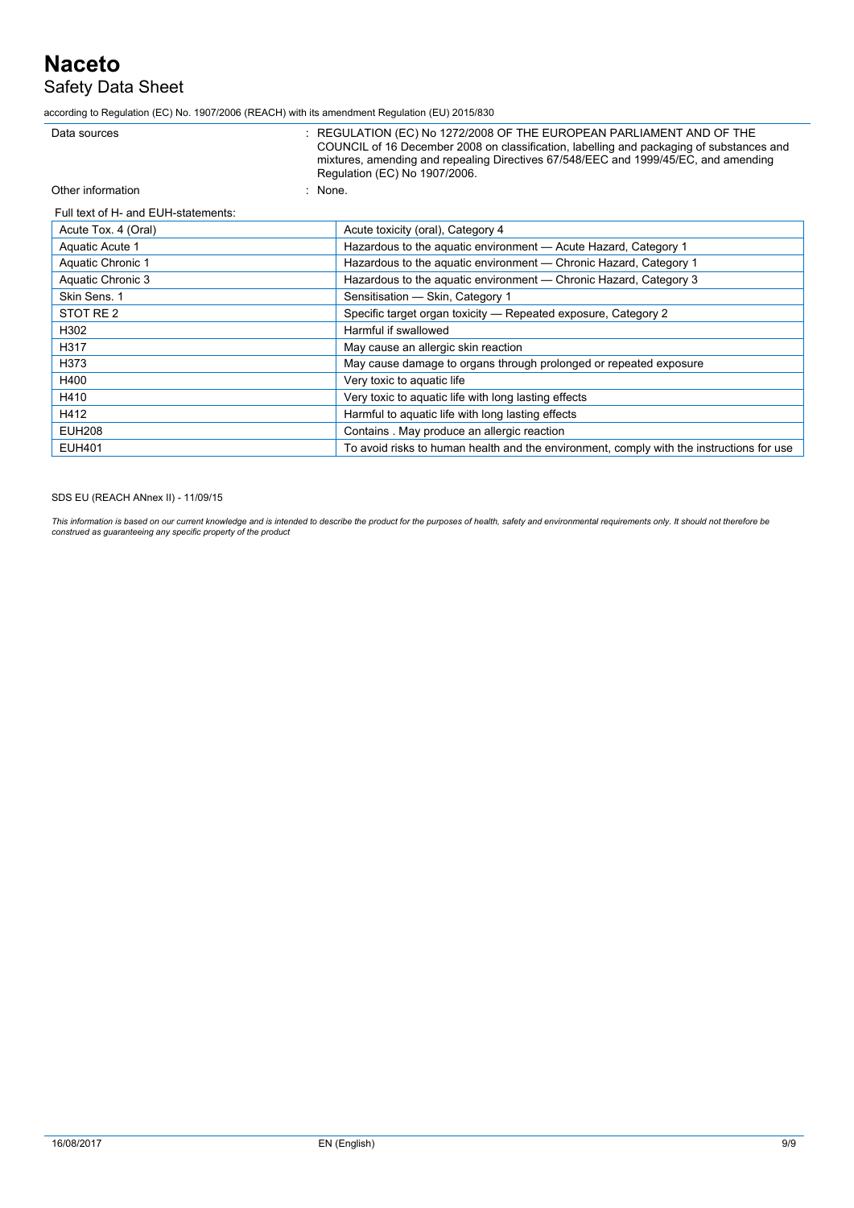Data sources : REGULATION (EC) No 1272/2008 OF THE EUROPEAN PARLIAMENT AND OF THE COUNCIL of 16 December 2008 on classification, labelling and packaging of substances and mixtures, amending and repealing Directives 67/548/EEC and 1999/45/EC, and amending Regulation (EC) No 1907/2006.

Other information : None.

Full text of H- and EUH-statements:

| | |
|---|---|
| Acute Tox. 4 (Oral) | Acute toxicity (oral), Category 4 |
| Aquatic Acute 1 | Hazardous to the aquatic environment — Acute Hazard, Category 1 |
| Aquatic Chronic 1 | Hazardous to the aquatic environment — Chronic Hazard, Category 1 |
| Aquatic Chronic 3 | Hazardous to the aquatic environment — Chronic Hazard, Category 3 |
| Skin Sens. 1 | Sensitisation — Skin, Category 1 |
| STOT RE 2 | Specific target organ toxicity — Repeated exposure, Category 2 |
| H302 | Harmful if swallowed |
| H317 | May cause an allergic skin reaction |
| H373 | May cause damage to organs through prolonged or repeated exposure |
| H400 | Very toxic to aquatic life |
| H410 | Very toxic to aquatic life with long lasting effects |
| H412 | Harmful to aquatic life with long lasting effects |
| EUH208 | Contains . May produce an allergic reaction |
| EUH401 | To avoid risks to human health and the environment, comply with the instructions for use |

SDS EU (REACH ANnex II) - 11/09/15

*This information is based on our current knowledge and is intended to describe the product for the purposes of health, safety and environmental requirements only. It should not therefore be construed as guaranteeing any specific property of the product*